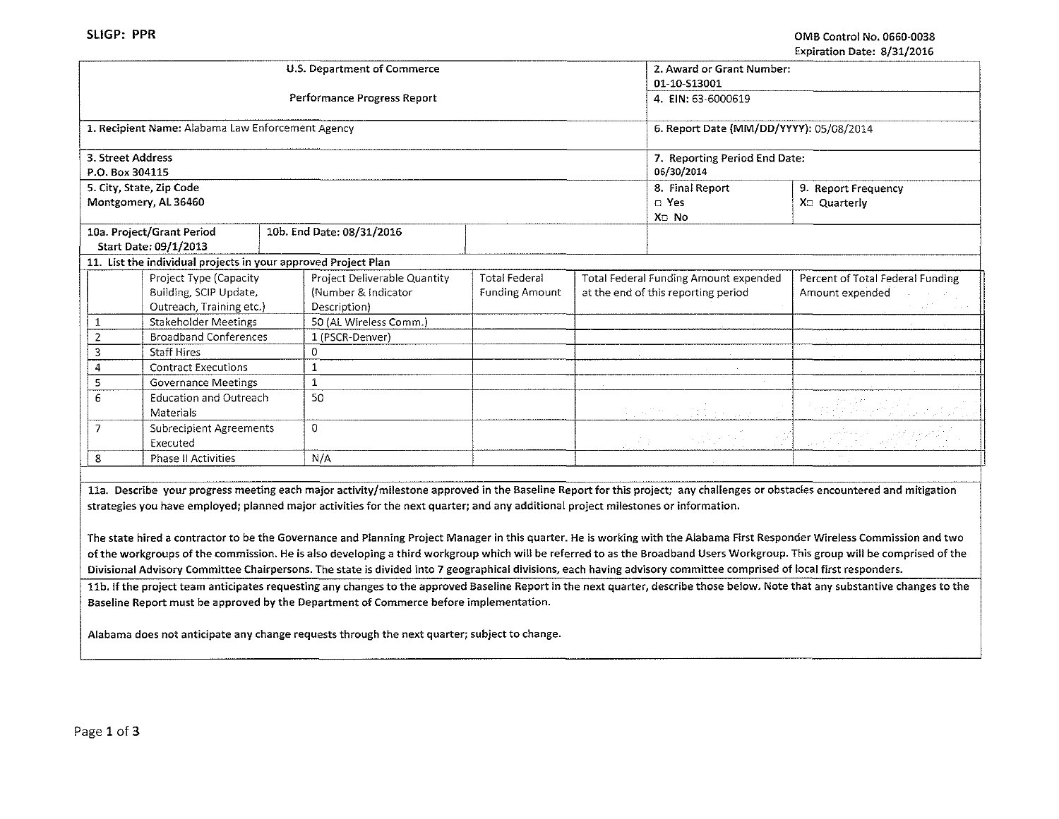SLIGP: PPR

OMB Control No. 0660-0038
Expiration Date: 8/31/2016

| U.S. Department of Commerce<br><br>Performance Progress Report | | 2. Award or Grant Number: 01-10-S13001<br>4. EIN: 63-6000619 | |
|---|---|---|---|
| 1. Recipient Name: Alabama Law Enforcement Agency | | 6. Report Date (MM/DD/YYYY): 05/08/2014 | |
| 3. Street Address<br>P.O. Box 304115 | | 7. Reporting Period End Date:<br>06/30/2014 | |
| 5. City, State, Zip Code<br>Montgomery, AL 36460 | | 8. Final Report<br>□ Yes<br>X□ No | 9. Report Frequency<br>X□ Quarterly |
| 10a. Project/Grant Period<br>Start Date: 09/1/2013 | 10b. End Date: 08/31/2016 | | |

**11. List the individual projects in your approved Project Plan**

| | Project Type (Capacity Building, SCIP Update, Outreach, Training etc.) | Project Deliverable Quantity (Number & Indicator Description) | Total Federal Funding Amount | Total Federal Funding Amount expended at the end of this reporting period | Percent of Total Federal Funding Amount expended |
|---|---|---|---|---|---|
| 1 | Stakeholder Meetings | 50 (AL Wireless Comm.) | | | |
| 2 | Broadband Conferences | 1 (PSCR-Denver) | | | |
| 3 | Staff Hires | 0 | | | |
| 4 | Contract Executions | 1 | | | |
| 5 | Governance Meetings | 1 | | | |
| 6 | Education and Outreach Materials | 50 | | | |
| 7 | Subrecipient Agreements Executed | 0 | | | |
| 8 | Phase II Activities | N/A | | | |

**11a. Describe your progress meeting each major activity/milestone approved in the Baseline Report for this project; any challenges or obstacles encountered and mitigation strategies you have employed; planned major activities for the next quarter; and any additional project milestones or information.**

**The state hired a contractor to be the Governance and Planning Project Manager in this quarter. He is working with the Alabama First Responder Wireless Commission and two of the workgroups of the commission. He is also developing a third workgroup which will be referred to as the Broadband Users Workgroup. This group will be comprised of the Divisional Advisory Committee Chairpersons. The state is divided into 7 geographical divisions, each having advisory committee comprised of local first responders.**

**11b. If the project team anticipates requesting any changes to the approved Baseline Report in the next quarter, describe those below. Note that any substantive changes to the Baseline Report must be approved by the Department of Commerce before implementation.**

**Alabama does not anticipate any change requests through the next quarter; subject to change.**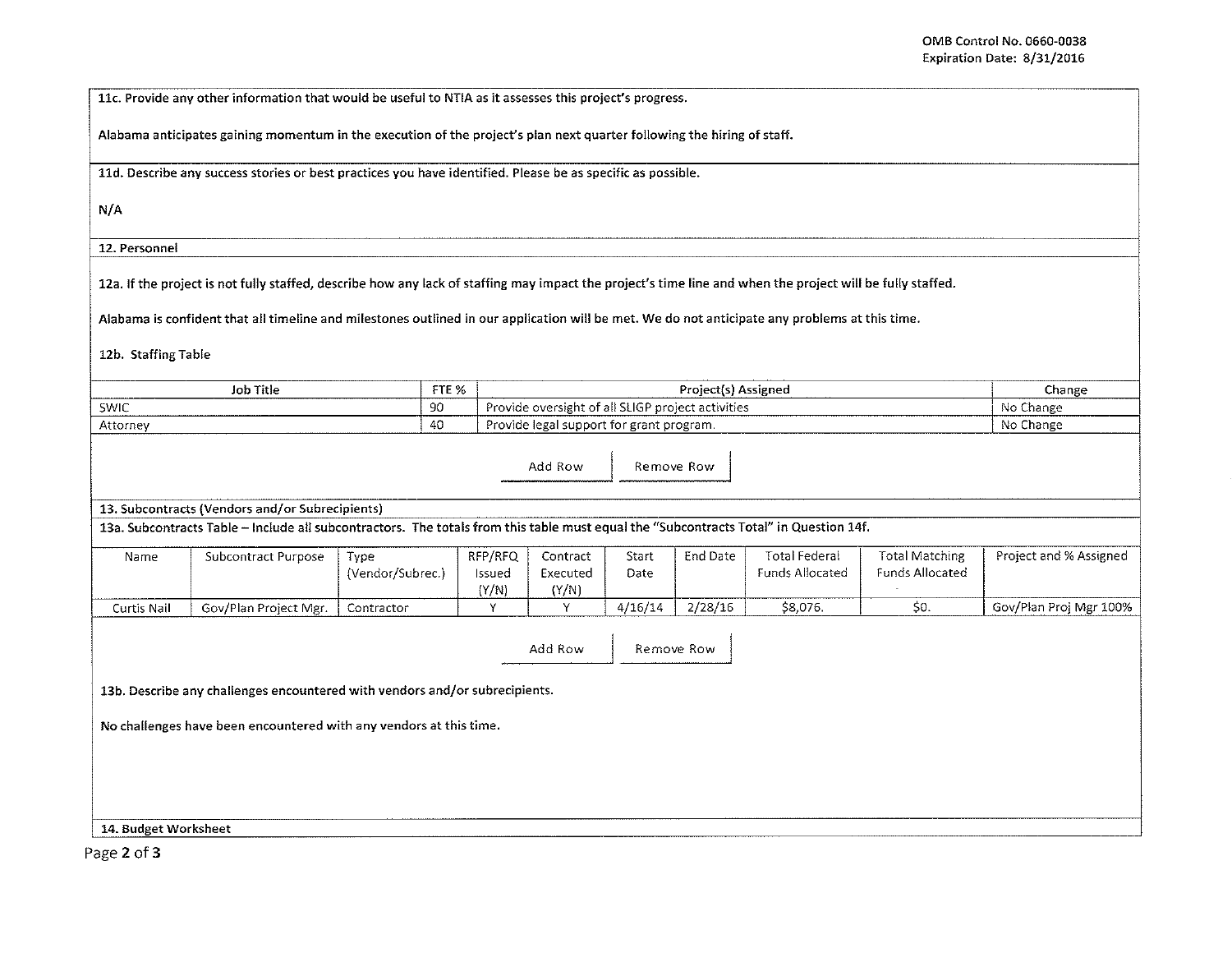**11c. Provide any other information that would be useful to NTIA as it assesses this project's progress.**

Alabama anticipates gaining momentum in the execution of the project's plan next quarter following the hiring of staff.

**11d. Describe any success stories or best practices you have identified. Please be as specific as possible.**

N/A

**12. Personnel**

**12a. If the project is not fully staffed, describe how any lack of staffing may impact the project's time line and when the project will be fully staffed.**

Alabama is confident that all timeline and milestones outlined in our application will be met. We do not anticipate any problems at this time.

**12b. Staffing Table**

| Job Title | FTE % | Project(s) Assigned | Change |
|---|---|---|---|
| SWIC | 90 | Provide oversight of all SLIGP project activities | No Change |
| Attorney | 40 | Provide legal support for grant program. | No Change |

Add Row | Remove Row

**13. Subcontracts (Vendors and/or Subrecipients)**

**13a. Subcontracts Table – Include all subcontractors. The totals from this table must equal the "Subcontracts Total" in Question 14f.**

| Name | Subcontract Purpose | Type (Vendor/Subrec.) | RFP/RFQ Issued (Y/N) | Contract Executed (Y/N) | Start Date | End Date | Total Federal Funds Allocated | Total Matching Funds Allocated | Project and % Assigned |
|---|---|---|---|---|---|---|---|---|---|
| Curtis Nail | Gov/Plan Project Mgr. | Contractor | Y | Y | 4/16/14 | 2/28/16 | $8,076. | $0. | Gov/Plan Proj Mgr 100% |

Add Row | Remove Row

**13b. Describe any challenges encountered with vendors and/or subrecipients.**

No challenges have been encountered with any vendors at this time.

**14. Budget Worksheet**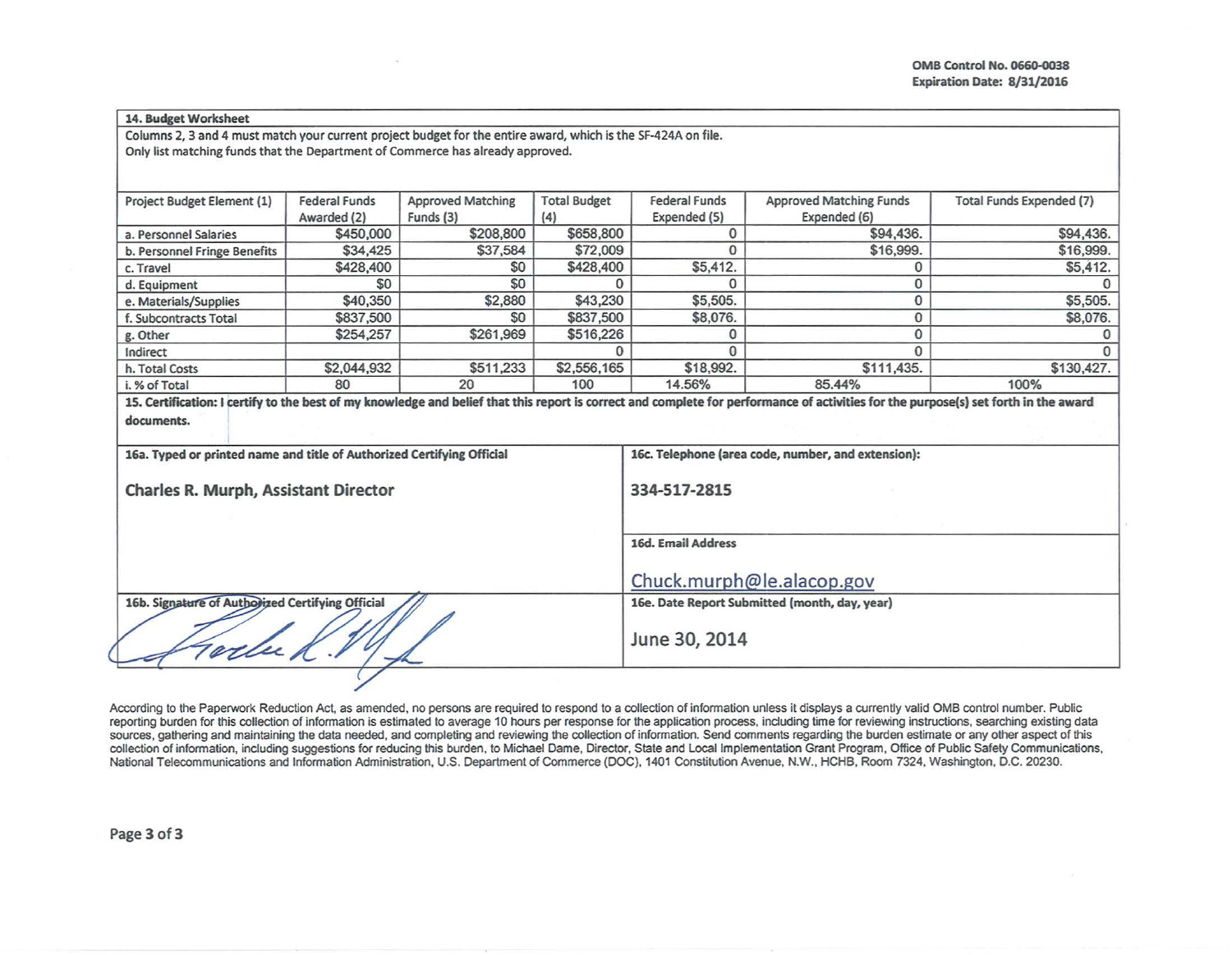OMB Control No. 0660-0038
Expiration Date: 8/31/2016

**14. Budget Worksheet**

Columns 2, 3 and 4 must match your current project budget for the entire award, which is the SF-424A on file.
Only list matching funds that the Department of Commerce has already approved.

| Project Budget Element (1) | Federal Funds Awarded (2) | Approved Matching Funds (3) | Total Budget (4) | Federal Funds Expended (5) | Approved Matching Funds Expended (6) | Total Funds Expended (7) |
|---|---|---|---|---|---|---|
| a. Personnel Salaries | $450,000 | $208,800 | $658,800 | 0 | $94,436. | $94,436. |
| b. Personnel Fringe Benefits | $34,425 | $37,584 | $72,009 | 0 | $16,999. | $16,999. |
| c. Travel | $428,400 | $0 | $428,400 | $5,412. | 0 | $5,412. |
| d. Equipment | $0 | $0 | 0 | 0 | 0 | 0 |
| e. Materials/Supplies | $40,350 | $2,880 | $43,230 | $5,505. | 0 | $5,505. |
| f. Subcontracts Total | $837,500 | $0 | $837,500 | $8,076. | 0 | $8,076. |
| g. Other | $254,257 | $261,969 | $516,226 | 0 | 0 | 0 |
| Indirect | | | 0 | 0 | 0 | 0 |
| h. Total Costs | $2,044,932 | $511,233 | $2,556,165 | $18,992. | $111,435. | $130,427. |
| i. % of Total | 80 | 20 | 100 | 14.56% | 85.44% | 100% |

**15. Certification: I certify to the best of my knowledge and belief that this report is correct and complete for performance of activities for the purpose(s) set forth in the award documents.**

**16a. Typed or printed name and title of Authorized Certifying Official**

**Charles R. Murph, Assistant Director**

**16b. Signature of Authorized Certifying Official**

**16c. Telephone (area code, number, and extension):**

**334-517-2815**

**16d. Email Address**

Chuck.murph@le.alacop.gov

**16e. Date Report Submitted (month, day, year)**

June 30, 2014

According to the Paperwork Reduction Act, as amended, no persons are required to respond to a collection of information unless it displays a currently valid OMB control number. Public reporting burden for this collection of information is estimated to average 10 hours per response for the application process, including time for reviewing instructions, searching existing data sources, gathering and maintaining the data needed, and completing and reviewing the collection of information. Send comments regarding the burden estimate or any other aspect of this collection of information, including suggestions for reducing this burden, to Michael Dame, Director, State and Local Implementation Grant Program, Office of Public Safety Communications, National Telecommunications and Information Administration, U.S. Department of Commerce (DOC), 1401 Constitution Avenue, N.W., HCHB, Room 7324, Washington, D.C. 20230.